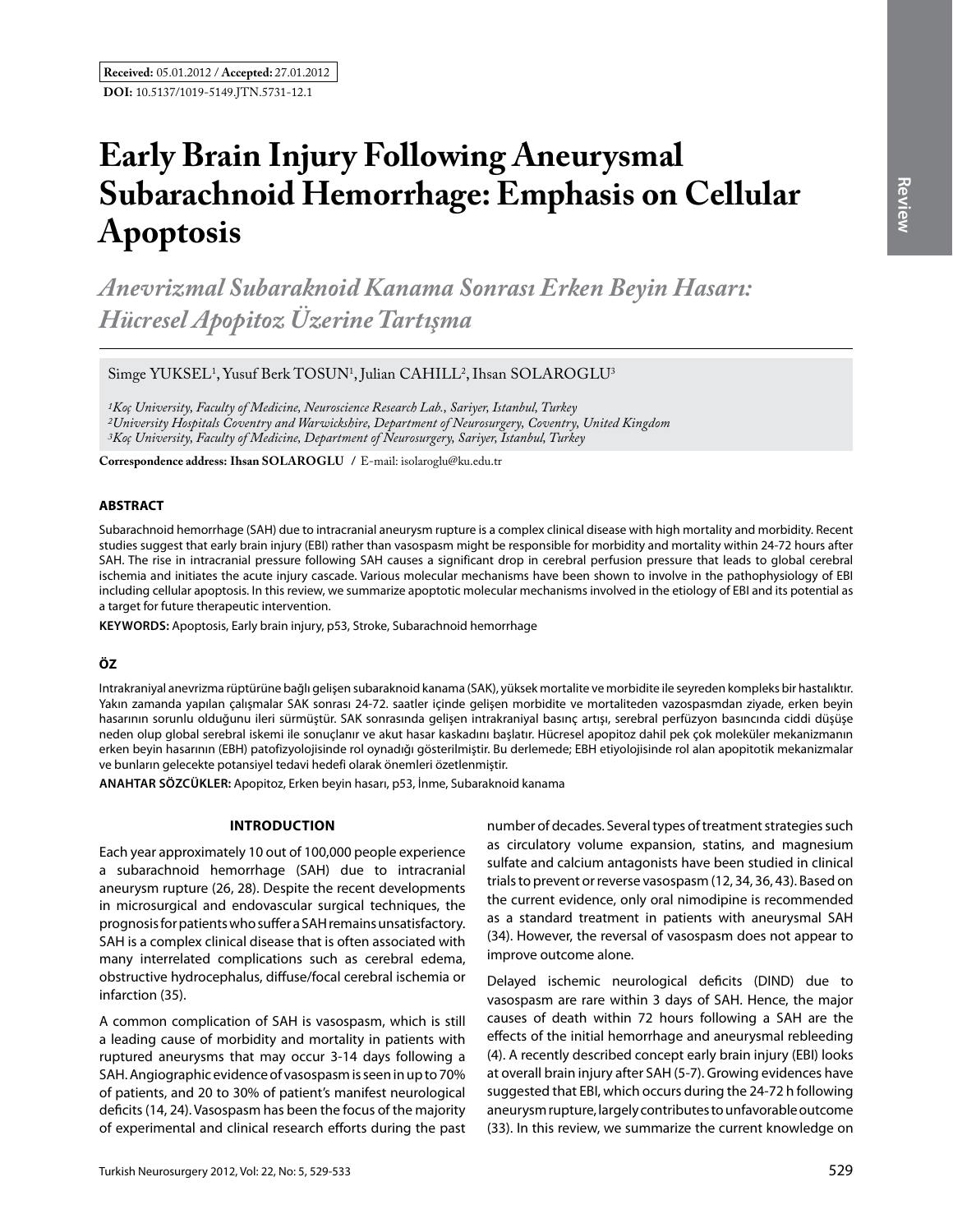**Received:** 05.01.2012 / **Accepted:** 27.01.2012

**DOI:** 10.5137/1019-5149.JTN.5731-12.1

# Early Brain Injury Following Aneurysmal Subarachnoid Hemorrhage: Emphasis on Cellular Apoptosis

## *Anevrizmal Subaraknoid Kanama Sonrası Erken Beyin Hasarı: Hücresel Apopitoz Üzerine Tartışma*

Simge YUKSEL[1], Yusuf Berk TOSUN[1], Julian CAHILL[2], Ihsan SOLAROGLU[3]

*[1]Koç University, Faculty of Medicine, Neuroscience Research Lab., Sariyer, Istanbul, Turkey*
*[2]University Hospitals Coventry and Warwickshire, Department of Neurosurgery, Coventry, United Kingdom*
*[3]Koç University, Faculty of Medicine, Department of Neurosurgery, Sariyer, Istanbul, Turkey*

**Correspondence address: Ihsan SOLAROGLU /** E-mail: isolaroglu@ku.edu.tr

### ABSTRACT

Subarachnoid hemorrhage (SAH) due to intracranial aneurysm rupture is a complex clinical disease with high mortality and morbidity. Recent studies suggest that early brain injury (EBI) rather than vasospasm might be responsible for morbidity and mortality within 24-72 hours after SAH. The rise in intracranial pressure following SAH causes a significant drop in cerebral perfusion pressure that leads to global cerebral ischemia and initiates the acute injury cascade. Various molecular mechanisms have been shown to involve in the pathophysiology of EBI including cellular apoptosis. In this review, we summarize apoptotic molecular mechanisms involved in the etiology of EBI and its potential as a target for future therapeutic intervention.

**KEYWORDS:** Apoptosis, Early brain injury, p53, Stroke, Subarachnoid hemorrhage

### ÖZ

Intrakraniyal anevrizma rüptürüne bağlı gelişen subaraknoid kanama (SAK), yüksek mortalite ve morbidite ile seyreden kompleks bir hastalıktır. Yakın zamanda yapılan çalışmalar SAK sonrası 24-72. saatler içinde gelişen morbidite ve mortaliteden vazospasmdan ziyade, erken beyin hasarının sorunlu olduğunu ileri sürmüştür. SAK sonrasında gelişen intrakraniyal basınç artışı, serebral perfüzyon basıncında ciddi düşüşe neden olup global serebral iskemi ile sonuçlanır ve akut hasar kaskadını başlatır. Hücresel apopitoz dahil pek çok moleküler mekanizmanın erken beyin hasarının (EBH) patofizyolojisinde rol oynadığı gösterilmiştir. Bu derlemede; EBH etiyolojisinde rol alan apopitotik mekanizmalar ve bunların gelecekte potansiyel tedavi hedefi olarak önemleri özetlenmiştir.

**ANAHTAR SÖZCÜKLER:** Apopitoz, Erken beyin hasarı, p53, İnme, Subaraknoid kanama

### INTRODUCTION

Each year approximately 10 out of 100,000 people experience a subarachnoid hemorrhage (SAH) due to intracranial aneurysm rupture (26, 28). Despite the recent developments in microsurgical and endovascular surgical techniques, the prognosis for patients who suffer a SAH remains unsatisfactory. SAH is a complex clinical disease that is often associated with many interrelated complications such as cerebral edema, obstructive hydrocephalus, diffuse/focal cerebral ischemia or infarction (35).

A common complication of SAH is vasospasm, which is still a leading cause of morbidity and mortality in patients with ruptured aneurysms that may occur 3-14 days following a SAH. Angiographic evidence of vasospasm is seen in up to 70% of patients, and 20 to 30% of patient's manifest neurological deficits (14, 24). Vasospasm has been the focus of the majority of experimental and clinical research efforts during the past number of decades. Several types of treatment strategies such as circulatory volume expansion, statins, and magnesium sulfate and calcium antagonists have been studied in clinical trials to prevent or reverse vasospasm (12, 34, 36, 43). Based on the current evidence, only oral nimodipine is recommended as a standard treatment in patients with aneurysmal SAH (34). However, the reversal of vasospasm does not appear to improve outcome alone.

Delayed ischemic neurological deficits (DIND) due to vasospasm are rare within 3 days of SAH. Hence, the major causes of death within 72 hours following a SAH are the effects of the initial hemorrhage and aneurysmal rebleeding (4). A recently described concept early brain injury (EBI) looks at overall brain injury after SAH (5-7). Growing evidences have suggested that EBI, which occurs during the 24-72 h following aneurysm rupture, largely contributes to unfavorable outcome (33). In this review, we summarize the current knowledge on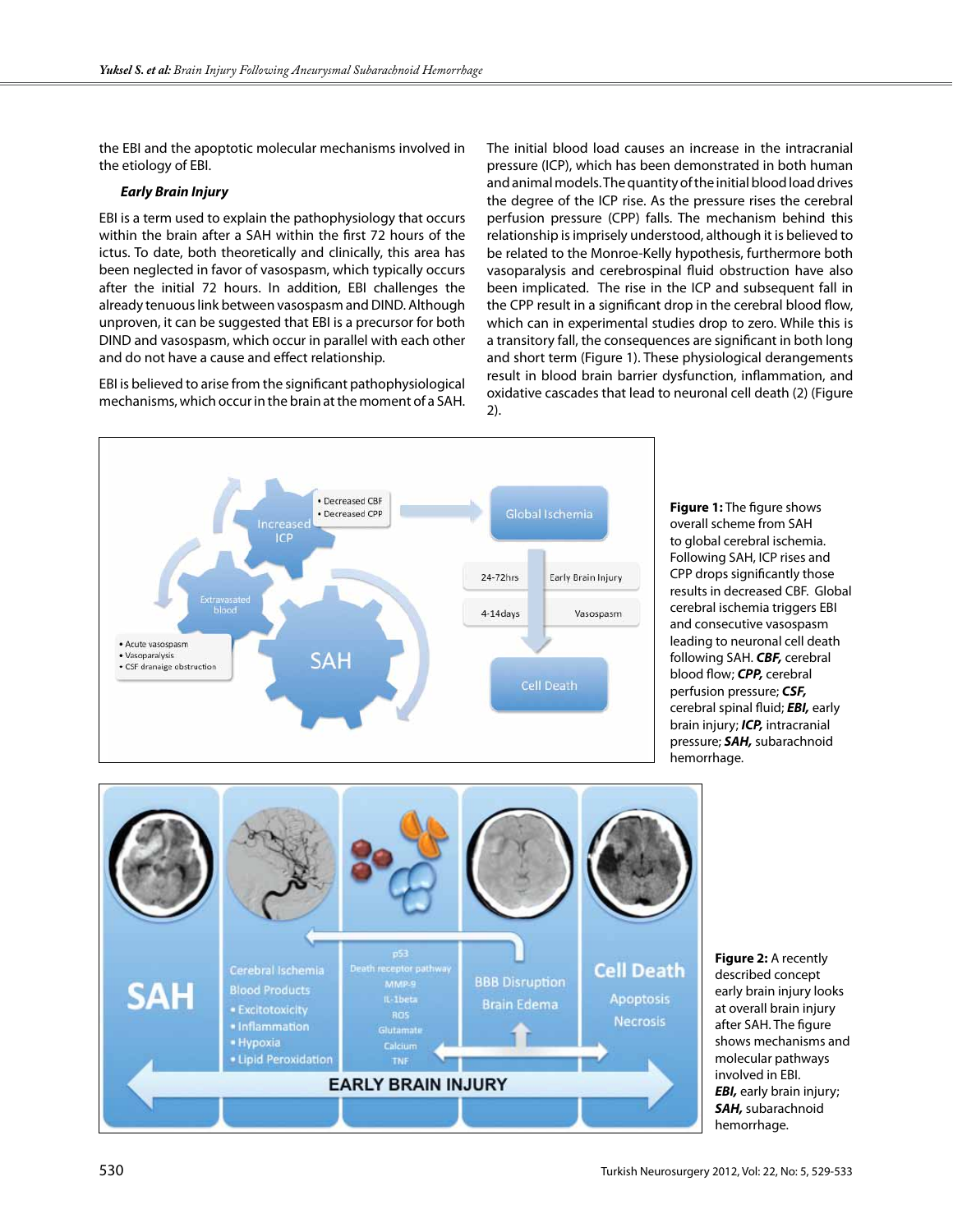the EBI and the apoptotic molecular mechanisms involved in the etiology of EBI.

### *Early Brain Injury*

EBI is a term used to explain the pathophysiology that occurs within the brain after a SAH within the first 72 hours of the ictus. To date, both theoretically and clinically, this area has been neglected in favor of vasospasm, which typically occurs after the initial 72 hours. In addition, EBI challenges the already tenuous link between vasospasm and DIND. Although unproven, it can be suggested that EBI is a precursor for both DIND and vasospasm, which occur in parallel with each other and do not have a cause and effect relationship.

EBI is believed to arise from the significant pathophysiological mechanisms, which occur in the brain at the moment of a SAH. The initial blood load causes an increase in the intracranial pressure (ICP), which has been demonstrated in both human and animal models. The quantity of the initial blood load drives the degree of the ICP rise. As the pressure rises the cerebral perfusion pressure (CPP) falls. The mechanism behind this relationship is imprisely understood, although it is believed to be related to the Monroe-Kelly hypothesis, furthermore both vasoparalysis and cerebrospinal fluid obstruction have also been implicated. The rise in the ICP and subsequent fall in the CPP result in a significant drop in the cerebral blood flow, which can in experimental studies drop to zero. While this is a transitory fall, the consequences are significant in both long and short term (Figure 1). These physiological derangements result in blood brain barrier dysfunction, inflammation, and oxidative cascades that lead to neuronal cell death (2) (Figure 2).

**Figure 1:** The figure shows overall scheme from SAH to global cerebral ischemia. Following SAH, ICP rises and CPP drops significantly those results in decreased CBF. Global cerebral ischemia triggers EBI and consecutive vasospasm leading to neuronal cell death following SAH. ***CBF,*** cerebral blood flow; ***CPP,*** cerebral perfusion pressure; ***CSF,*** cerebral spinal fluid; ***EBI,*** early brain injury; ***ICP,*** intracranial pressure; ***SAH,*** subarachnoid hemorrhage.

**Figure 2:** A recently described concept early brain injury looks at overall brain injury after SAH. The figure shows mechanisms and molecular pathways involved in EBI. ***EBI,*** early brain injury; ***SAH,*** subarachnoid hemorrhage.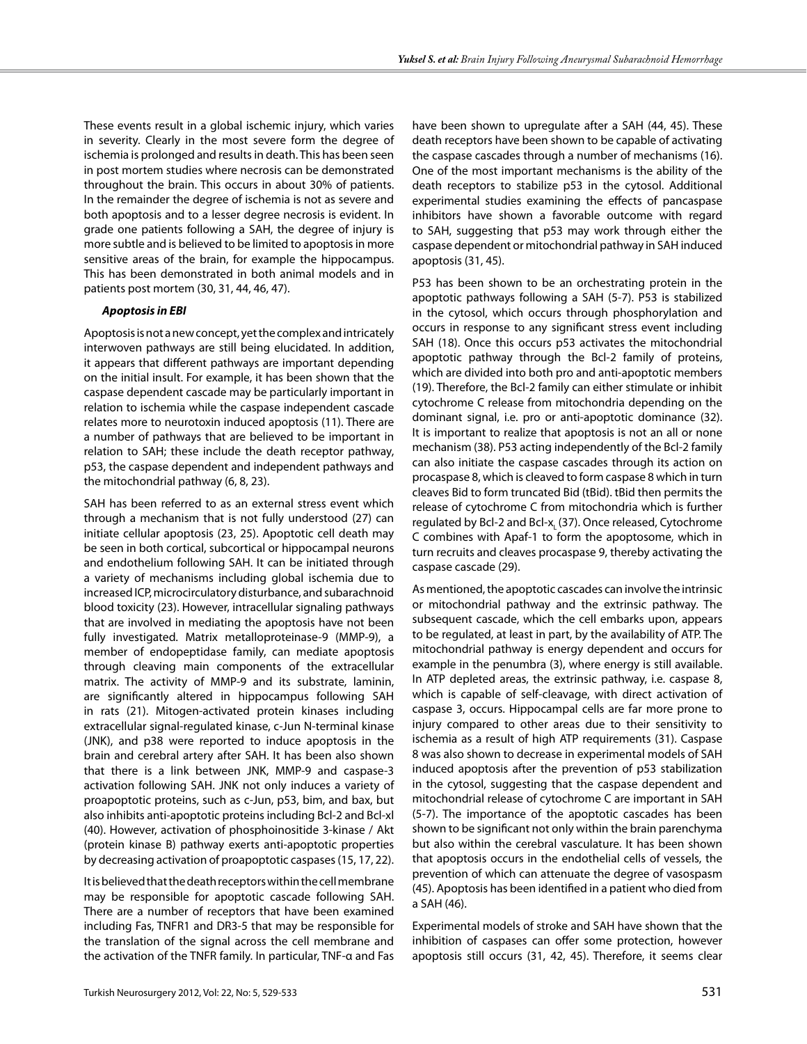These events result in a global ischemic injury, which varies in severity. Clearly in the most severe form the degree of ischemia is prolonged and results in death. This has been seen in post mortem studies where necrosis can be demonstrated throughout the brain. This occurs in about 30% of patients. In the remainder the degree of ischemia is not as severe and both apoptosis and to a lesser degree necrosis is evident. In grade one patients following a SAH, the degree of injury is more subtle and is believed to be limited to apoptosis in more sensitive areas of the brain, for example the hippocampus. This has been demonstrated in both animal models and in patients post mortem (30, 31, 44, 46, 47).

***Apoptosis in EBI***

Apoptosis is not a new concept, yet the complex and intricately interwoven pathways are still being elucidated. In addition, it appears that different pathways are important depending on the initial insult. For example, it has been shown that the caspase dependent cascade may be particularly important in relation to ischemia while the caspase independent cascade relates more to neurotoxin induced apoptosis (11). There are a number of pathways that are believed to be important in relation to SAH; these include the death receptor pathway, p53, the caspase dependent and independent pathways and the mitochondrial pathway (6, 8, 23).

SAH has been referred to as an external stress event which through a mechanism that is not fully understood (27) can initiate cellular apoptosis (23, 25). Apoptotic cell death may be seen in both cortical, subcortical or hippocampal neurons and endothelium following SAH. It can be initiated through a variety of mechanisms including global ischemia due to increased ICP, microcirculatory disturbance, and subarachnoid blood toxicity (23). However, intracellular signaling pathways that are involved in mediating the apoptosis have not been fully investigated. Matrix metalloproteinase-9 (MMP-9), a member of endopeptidase family, can mediate apoptosis through cleaving main components of the extracellular matrix. The activity of MMP-9 and its substrate, laminin, are significantly altered in hippocampus following SAH in rats (21). Mitogen-activated protein kinases including extracellular signal-regulated kinase, c-Jun N-terminal kinase (JNK), and p38 were reported to induce apoptosis in the brain and cerebral artery after SAH. It has been also shown that there is a link between JNK, MMP-9 and caspase-3 activation following SAH. JNK not only induces a variety of proapoptotic proteins, such as c-Jun, p53, bim, and bax, but also inhibits anti-apoptotic proteins including Bcl-2 and Bcl-xl (40). However, activation of phosphoinositide 3-kinase / Akt (protein kinase B) pathway exerts anti-apoptotic properties by decreasing activation of proapoptotic caspases (15, 17, 22).

It is believed that the death receptors within the cell membrane may be responsible for apoptotic cascade following SAH. There are a number of receptors that have been examined including Fas, TNFR1 and DR3-5 that may be responsible for the translation of the signal across the cell membrane and the activation of the TNFR family. In particular, TNF-α and Fas have been shown to upregulate after a SAH (44, 45). These death receptors have been shown to be capable of activating the caspase cascades through a number of mechanisms (16). One of the most important mechanisms is the ability of the death receptors to stabilize p53 in the cytosol. Additional experimental studies examining the effects of pancaspase inhibitors have shown a favorable outcome with regard to SAH, suggesting that p53 may work through either the caspase dependent or mitochondrial pathway in SAH induced apoptosis (31, 45).

P53 has been shown to be an orchestrating protein in the apoptotic pathways following a SAH (5-7). P53 is stabilized in the cytosol, which occurs through phosphorylation and occurs in response to any significant stress event including SAH (18). Once this occurs p53 activates the mitochondrial apoptotic pathway through the Bcl-2 family of proteins, which are divided into both pro and anti-apoptotic members (19). Therefore, the Bcl-2 family can either stimulate or inhibit cytochrome C release from mitochondria depending on the dominant signal, i.e. pro or anti-apoptotic dominance (32). It is important to realize that apoptosis is not an all or none mechanism (38). P53 acting independently of the Bcl-2 family can also initiate the caspase cascades through its action on procaspase 8, which is cleaved to form caspase 8 which in turn cleaves Bid to form truncated Bid (tBid). tBid then permits the release of cytochrome C from mitochondria which is further regulated by Bcl-2 and Bcl-$x_L$ (37). Once released, Cytochrome C combines with Apaf-1 to form the apoptosome, which in turn recruits and cleaves procaspase 9, thereby activating the caspase cascade (29).

As mentioned, the apoptotic cascades can involve the intrinsic or mitochondrial pathway and the extrinsic pathway. The subsequent cascade, which the cell embarks upon, appears to be regulated, at least in part, by the availability of ATP. The mitochondrial pathway is energy dependent and occurs for example in the penumbra (3), where energy is still available. In ATP depleted areas, the extrinsic pathway, i.e. caspase 8, which is capable of self-cleavage, with direct activation of caspase 3, occurs. Hippocampal cells are far more prone to injury compared to other areas due to their sensitivity to ischemia as a result of high ATP requirements (31). Caspase 8 was also shown to decrease in experimental models of SAH induced apoptosis after the prevention of p53 stabilization in the cytosol, suggesting that the caspase dependent and mitochondrial release of cytochrome C are important in SAH (5-7). The importance of the apoptotic cascades has been shown to be significant not only within the brain parenchyma but also within the cerebral vasculature. It has been shown that apoptosis occurs in the endothelial cells of vessels, the prevention of which can attenuate the degree of vasospasm (45). Apoptosis has been identified in a patient who died from a SAH (46).

Experimental models of stroke and SAH have shown that the inhibition of caspases can offer some protection, however apoptosis still occurs (31, 42, 45). Therefore, it seems clear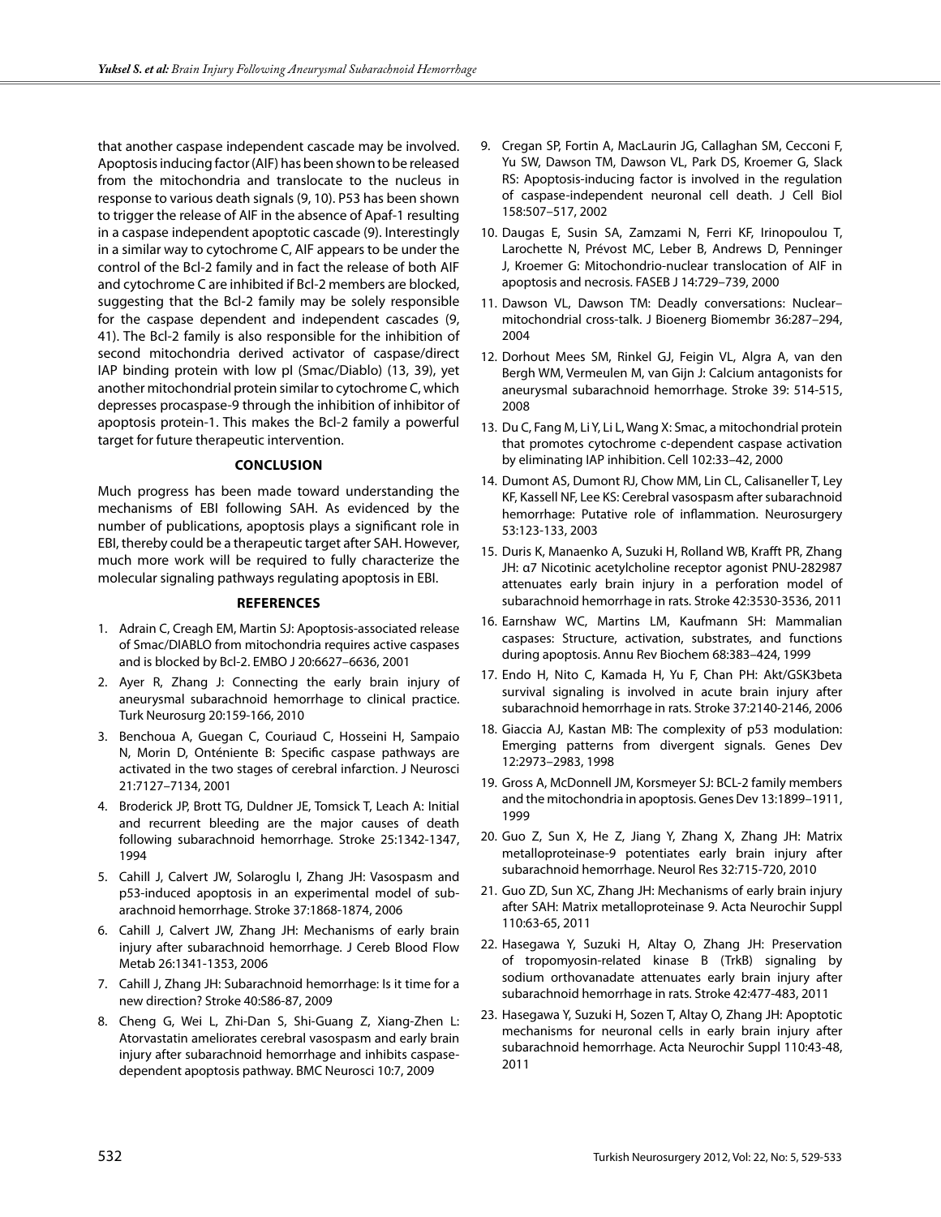that another caspase independent cascade may be involved. Apoptosis inducing factor (AIF) has been shown to be released from the mitochondria and translocate to the nucleus in response to various death signals (9, 10). P53 has been shown to trigger the release of AIF in the absence of Apaf-1 resulting in a caspase independent apoptotic cascade (9). Interestingly in a similar way to cytochrome C, AIF appears to be under the control of the Bcl-2 family and in fact the release of both AIF and cytochrome C are inhibited if Bcl-2 members are blocked, suggesting that the Bcl-2 family may be solely responsible for the caspase dependent and independent cascades (9, 41). The Bcl-2 family is also responsible for the inhibition of second mitochondria derived activator of caspase/direct IAP binding protein with low pI (Smac/Diablo) (13, 39), yet another mitochondrial protein similar to cytochrome C, which depresses procaspase-9 through the inhibition of inhibitor of apoptosis protein-1. This makes the Bcl-2 family a powerful target for future therapeutic intervention.

## CONCLUSION

Much progress has been made toward understanding the mechanisms of EBI following SAH. As evidenced by the number of publications, apoptosis plays a significant role in EBI, thereby could be a therapeutic target after SAH. However, much more work will be required to fully characterize the molecular signaling pathways regulating apoptosis in EBI.

## REFERENCES

1. Adrain C, Creagh EM, Martin SJ: Apoptosis-associated release of Smac/DIABLO from mitochondria requires active caspases and is blocked by Bcl-2. EMBO J 20:6627–6636, 2001
2. Ayer R, Zhang J: Connecting the early brain injury of aneurysmal subarachnoid hemorrhage to clinical practice. Turk Neurosurg 20:159-166, 2010
3. Benchoua A, Guegan C, Couriaud C, Hosseini H, Sampaio N, Morin D, Onténiente B: Specific caspase pathways are activated in the two stages of cerebral infarction. J Neurosci 21:7127–7134, 2001
4. Broderick JP, Brott TG, Duldner JE, Tomsick T, Leach A: Initial and recurrent bleeding are the major causes of death following subarachnoid hemorrhage. Stroke 25:1342-1347, 1994
5. Cahill J, Calvert JW, Solaroglu I, Zhang JH: Vasospasm and p53-induced apoptosis in an experimental model of subarachnoid hemorrhage. Stroke 37:1868-1874, 2006
6. Cahill J, Calvert JW, Zhang JH: Mechanisms of early brain injury after subarachnoid hemorrhage. J Cereb Blood Flow Metab 26:1341-1353, 2006
7. Cahill J, Zhang JH: Subarachnoid hemorrhage: Is it time for a new direction? Stroke 40:S86-87, 2009
8. Cheng G, Wei L, Zhi-Dan S, Shi-Guang Z, Xiang-Zhen L: Atorvastatin ameliorates cerebral vasospasm and early brain injury after subarachnoid hemorrhage and inhibits caspase-dependent apoptosis pathway. BMC Neurosci 10:7, 2009
9. Cregan SP, Fortin A, MacLaurin JG, Callaghan SM, Cecconi F, Yu SW, Dawson TM, Dawson VL, Park DS, Kroemer G, Slack RS: Apoptosis-inducing factor is involved in the regulation of caspase-independent neuronal cell death. J Cell Biol 158:507–517, 2002
10. Daugas E, Susin SA, Zamzami N, Ferri KF, Irinopoulou T, Larochette N, Prévost MC, Leber B, Andrews D, Penninger J, Kroemer G: Mitochondrio-nuclear translocation of AIF in apoptosis and necrosis. FASEB J 14:729–739, 2000
11. Dawson VL, Dawson TM: Deadly conversations: Nuclear–mitochondrial cross-talk. J Bioenerg Biomembr 36:287–294, 2004
12. Dorhout Mees SM, Rinkel GJ, Feigin VL, Algra A, van den Bergh WM, Vermeulen M, van Gijn J: Calcium antagonists for aneurysmal subarachnoid hemorrhage. Stroke 39: 514-515, 2008
13. Du C, Fang M, Li Y, Li L, Wang X: Smac, a mitochondrial protein that promotes cytochrome c-dependent caspase activation by eliminating IAP inhibition. Cell 102:33–42, 2000
14. Dumont AS, Dumont RJ, Chow MM, Lin CL, Calisaneller T, Ley KF, Kassell NF, Lee KS: Cerebral vasospasm after subarachnoid hemorrhage: Putative role of inflammation. Neurosurgery 53:123-133, 2003
15. Duris K, Manaenko A, Suzuki H, Rolland WB, Krafft PR, Zhang JH: α7 Nicotinic acetylcholine receptor agonist PNU-282987 attenuates early brain injury in a perforation model of subarachnoid hemorrhage in rats. Stroke 42:3530-3536, 2011
16. Earnshaw WC, Martins LM, Kaufmann SH: Mammalian caspases: Structure, activation, substrates, and functions during apoptosis. Annu Rev Biochem 68:383–424, 1999
17. Endo H, Nito C, Kamada H, Yu F, Chan PH: Akt/GSK3beta survival signaling is involved in acute brain injury after subarachnoid hemorrhage in rats. Stroke 37:2140-2146, 2006
18. Giaccia AJ, Kastan MB: The complexity of p53 modulation: Emerging patterns from divergent signals. Genes Dev 12:2973–2983, 1998
19. Gross A, McDonnell JM, Korsmeyer SJ: BCL-2 family members and the mitochondria in apoptosis. Genes Dev 13:1899–1911, 1999
20. Guo Z, Sun X, He Z, Jiang Y, Zhang X, Zhang JH: Matrix metalloproteinase-9 potentiates early brain injury after subarachnoid hemorrhage. Neurol Res 32:715-720, 2010
21. Guo ZD, Sun XC, Zhang JH: Mechanisms of early brain injury after SAH: Matrix metalloproteinase 9. Acta Neurochir Suppl 110:63-65, 2011
22. Hasegawa Y, Suzuki H, Altay O, Zhang JH: Preservation of tropomyosin-related kinase B (TrkB) signaling by sodium orthovanadate attenuates early brain injury after subarachnoid hemorrhage in rats. Stroke 42:477-483, 2011
23. Hasegawa Y, Suzuki H, Sozen T, Altay O, Zhang JH: Apoptotic mechanisms for neuronal cells in early brain injury after subarachnoid hemorrhage. Acta Neurochir Suppl 110:43-48, 2011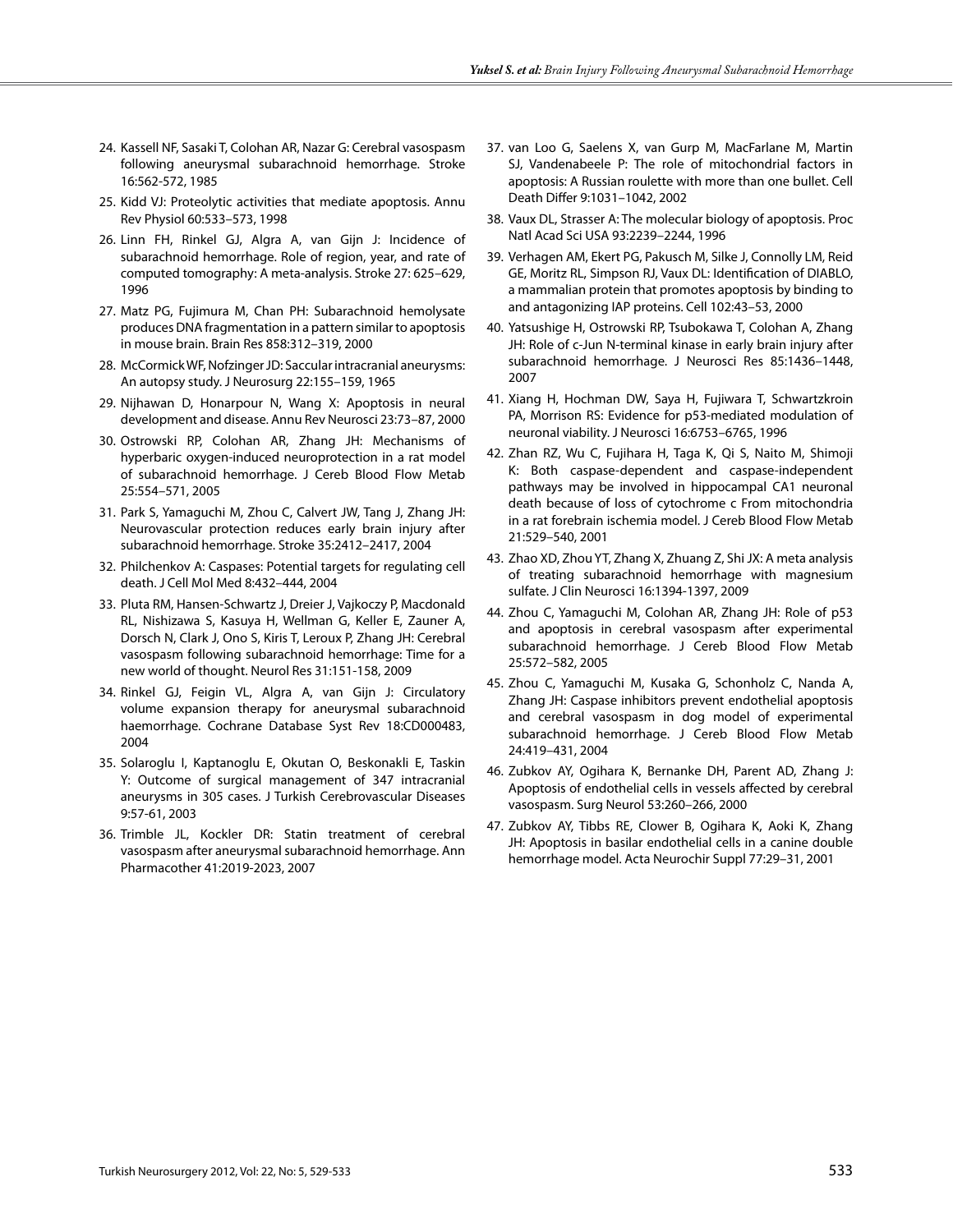24. Kassell NF, Sasaki T, Colohan AR, Nazar G: Cerebral vasospasm following aneurysmal subarachnoid hemorrhage. Stroke 16:562-572, 1985
25. Kidd VJ: Proteolytic activities that mediate apoptosis. Annu Rev Physiol 60:533–573, 1998
26. Linn FH, Rinkel GJ, Algra A, van Gijn J: Incidence of subarachnoid hemorrhage. Role of region, year, and rate of computed tomography: A meta-analysis. Stroke 27: 625–629, 1996
27. Matz PG, Fujimura M, Chan PH: Subarachnoid hemolysate produces DNA fragmentation in a pattern similar to apoptosis in mouse brain. Brain Res 858:312–319, 2000
28. McCormick WF, Nofzinger JD: Saccular intracranial aneurysms: An autopsy study. J Neurosurg 22:155–159, 1965
29. Nijhawan D, Honarpour N, Wang X: Apoptosis in neural development and disease. Annu Rev Neurosci 23:73–87, 2000
30. Ostrowski RP, Colohan AR, Zhang JH: Mechanisms of hyperbaric oxygen-induced neuroprotection in a rat model of subarachnoid hemorrhage. J Cereb Blood Flow Metab 25:554–571, 2005
31. Park S, Yamaguchi M, Zhou C, Calvert JW, Tang J, Zhang JH: Neurovascular protection reduces early brain injury after subarachnoid hemorrhage. Stroke 35:2412–2417, 2004
32. Philchenkov A: Caspases: Potential targets for regulating cell death. J Cell Mol Med 8:432–444, 2004
33. Pluta RM, Hansen-Schwartz J, Dreier J, Vajkoczy P, Macdonald RL, Nishizawa S, Kasuya H, Wellman G, Keller E, Zauner A, Dorsch N, Clark J, Ono S, Kiris T, Leroux P, Zhang JH: Cerebral vasospasm following subarachnoid hemorrhage: Time for a new world of thought. Neurol Res 31:151-158, 2009
34. Rinkel GJ, Feigin VL, Algra A, van Gijn J: Circulatory volume expansion therapy for aneurysmal subarachnoid haemorrhage. Cochrane Database Syst Rev 18:CD000483, 2004
35. Solaroglu I, Kaptanoglu E, Okutan O, Beskonakli E, Taskin Y: Outcome of surgical management of 347 intracranial aneurysms in 305 cases. J Turkish Cerebrovascular Diseases 9:57-61, 2003
36. Trimble JL, Kockler DR: Statin treatment of cerebral vasospasm after aneurysmal subarachnoid hemorrhage. Ann Pharmacother 41:2019-2023, 2007
37. van Loo G, Saelens X, van Gurp M, MacFarlane M, Martin SJ, Vandenabeele P: The role of mitochondrial factors in apoptosis: A Russian roulette with more than one bullet. Cell Death Differ 9:1031–1042, 2002
38. Vaux DL, Strasser A: The molecular biology of apoptosis. Proc Natl Acad Sci USA 93:2239–2244, 1996
39. Verhagen AM, Ekert PG, Pakusch M, Silke J, Connolly LM, Reid GE, Moritz RL, Simpson RJ, Vaux DL: Identification of DIABLO, a mammalian protein that promotes apoptosis by binding to and antagonizing IAP proteins. Cell 102:43–53, 2000
40. Yatsushige H, Ostrowski RP, Tsubokawa T, Colohan A, Zhang JH: Role of c-Jun N-terminal kinase in early brain injury after subarachnoid hemorrhage. J Neurosci Res 85:1436–1448, 2007
41. Xiang H, Hochman DW, Saya H, Fujiwara T, Schwartzkroin PA, Morrison RS: Evidence for p53-mediated modulation of neuronal viability. J Neurosci 16:6753–6765, 1996
42. Zhan RZ, Wu C, Fujihara H, Taga K, Qi S, Naito M, Shimoji K: Both caspase-dependent and caspase-independent pathways may be involved in hippocampal CA1 neuronal death because of loss of cytochrome c From mitochondria in a rat forebrain ischemia model. J Cereb Blood Flow Metab 21:529–540, 2001
43. Zhao XD, Zhou YT, Zhang X, Zhuang Z, Shi JX: A meta analysis of treating subarachnoid hemorrhage with magnesium sulfate. J Clin Neurosci 16:1394-1397, 2009
44. Zhou C, Yamaguchi M, Colohan AR, Zhang JH: Role of p53 and apoptosis in cerebral vasospasm after experimental subarachnoid hemorrhage. J Cereb Blood Flow Metab 25:572–582, 2005
45. Zhou C, Yamaguchi M, Kusaka G, Schonholz C, Nanda A, Zhang JH: Caspase inhibitors prevent endothelial apoptosis and cerebral vasospasm in dog model of experimental subarachnoid hemorrhage. J Cereb Blood Flow Metab 24:419–431, 2004
46. Zubkov AY, Ogihara K, Bernanke DH, Parent AD, Zhang J: Apoptosis of endothelial cells in vessels affected by cerebral vasospasm. Surg Neurol 53:260–266, 2000
47. Zubkov AY, Tibbs RE, Clower B, Ogihara K, Aoki K, Zhang JH: Apoptosis in basilar endothelial cells in a canine double hemorrhage model. Acta Neurochir Suppl 77:29–31, 2001